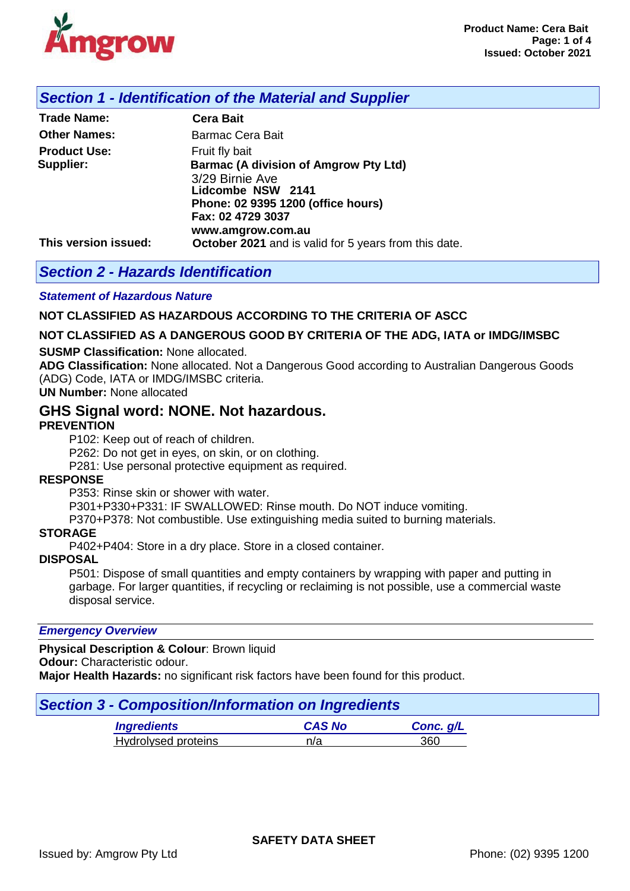## Section 1 - Identification of the Material and Supplier

**Trade Name:** **Cera Bait**

**Other Names:** Barmac Cera Bait

**Product Use:** Fruit fly bait

**Supplier:** **Barmac (A division of Amgrow Pty Ltd)**
3/29 Birnie Ave
**Lidcombe NSW 2141**
**Phone: 02 9395 1200 (office hours)**
**Fax: 02 4729 3037**
**www.amgrow.com.au**

**This version issued:** **October 2021** and is valid for 5 years from this date.

## Section 2 - Hazards Identification

### *Statement of Hazardous Nature*

**NOT CLASSIFIED AS HAZARDOUS ACCORDING TO THE CRITERIA OF ASCC**

**NOT CLASSIFIED AS A DANGEROUS GOOD BY CRITERIA OF THE ADG, IATA or IMDG/IMSBC**

**SUSMP Classification:** None allocated.
**ADG Classification:** None allocated. Not a Dangerous Good according to Australian Dangerous Goods (ADG) Code, IATA or IMDG/IMSBC criteria.
**UN Number:** None allocated

### GHS Signal word: NONE. Not hazardous.

**PREVENTION**

P102: Keep out of reach of children.
P262: Do not get in eyes, on skin, or on clothing.
P281: Use personal protective equipment as required.

**RESPONSE**

P353: Rinse skin or shower with water.
P301+P330+P331: IF SWALLOWED: Rinse mouth. Do NOT induce vomiting.
P370+P378: Not combustible. Use extinguishing media suited to burning materials.

**STORAGE**

P402+P404: Store in a dry place. Store in a closed container.

**DISPOSAL**

P501: Dispose of small quantities and empty containers by wrapping with paper and putting in garbage. For larger quantities, if recycling or reclaiming is not possible, use a commercial waste disposal service.

### *Emergency Overview*

**Physical Description & Colour**: Brown liquid
**Odour:** Characteristic odour.
**Major Health Hazards:** no significant risk factors have been found for this product.

## Section 3 - Composition/Information on Ingredients

| *Ingredients* | *CAS No* | *Conc. g/L* |
|---|---|---|
| Hydrolysed proteins | n/a | 360 |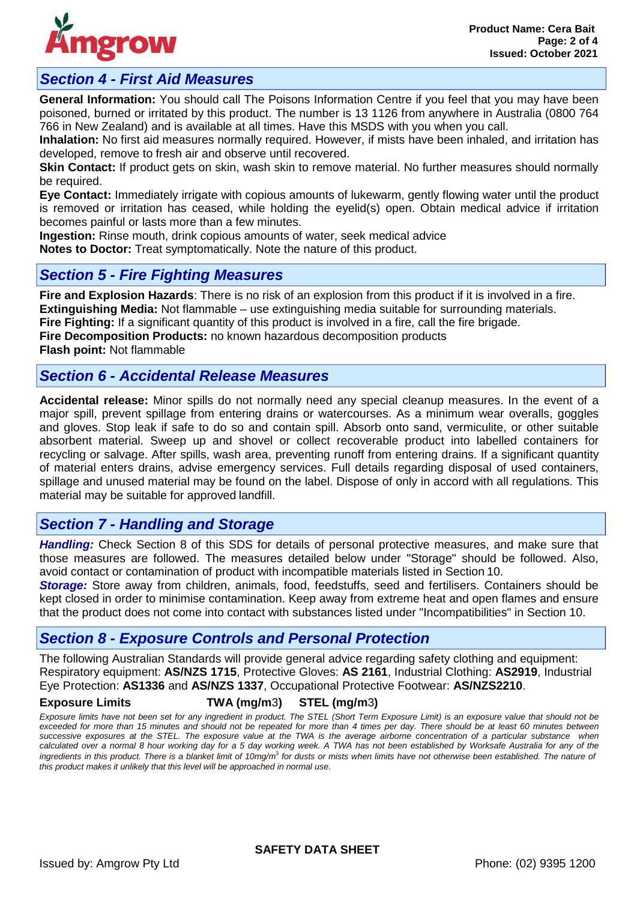## Section 4 - First Aid Measures

**General Information:** You should call The Poisons Information Centre if you feel that you may have been poisoned, burned or irritated by this product. The number is 13 1126 from anywhere in Australia (0800 764 766 in New Zealand) and is available at all times. Have this MSDS with you when you call.

**Inhalation:** No first aid measures normally required. However, if mists have been inhaled, and irritation has developed, remove to fresh air and observe until recovered.

**Skin Contact:** If product gets on skin, wash skin to remove material. No further measures should normally be required.

**Eye Contact:** Immediately irrigate with copious amounts of lukewarm, gently flowing water until the product is removed or irritation has ceased, while holding the eyelid(s) open. Obtain medical advice if irritation becomes painful or lasts more than a few minutes.

**Ingestion:** Rinse mouth, drink copious amounts of water, seek medical advice

**Notes to Doctor:** Treat symptomatically. Note the nature of this product.

## Section 5 - Fire Fighting Measures

**Fire and Explosion Hazards**: There is no risk of an explosion from this product if it is involved in a fire.

**Extinguishing Media:** Not flammable – use extinguishing media suitable for surrounding materials.

**Fire Fighting:** If a significant quantity of this product is involved in a fire, call the fire brigade.

**Fire Decomposition Products:** no known hazardous decomposition products

**Flash point:** Not flammable

## Section 6 - Accidental Release Measures

**Accidental release:** Minor spills do not normally need any special cleanup measures. In the event of a major spill, prevent spillage from entering drains or watercourses. As a minimum wear overalls, goggles and gloves. Stop leak if safe to do so and contain spill. Absorb onto sand, vermiculite, or other suitable absorbent material. Sweep up and shovel or collect recoverable product into labelled containers for recycling or salvage. After spills, wash area, preventing runoff from entering drains. If a significant quantity of material enters drains, advise emergency services. Full details regarding disposal of used containers, spillage and unused material may be found on the label. Dispose of only in accord with all regulations. This material may be suitable for approved landfill.

## Section 7 - Handling and Storage

***Handling:*** Check Section 8 of this SDS for details of personal protective measures, and make sure that those measures are followed. The measures detailed below under "Storage" should be followed. Also, avoid contact or contamination of product with incompatible materials listed in Section 10.

***Storage:*** Store away from children, animals, food, feedstuffs, seed and fertilisers. Containers should be kept closed in order to minimise contamination. Keep away from extreme heat and open flames and ensure that the product does not come into contact with substances listed under "Incompatibilities" in Section 10.

## Section 8 - Exposure Controls and Personal Protection

The following Australian Standards will provide general advice regarding safety clothing and equipment: Respiratory equipment: **AS/NZS 1715**, Protective Gloves: **AS 2161**, Industrial Clothing: **AS2919**, Industrial Eye Protection: **AS1336** and **AS/NZS 1337**, Occupational Protective Footwear: **AS/NZS2210**.

| Exposure Limits | TWA (mg/m$^3$) | STEL (mg/m$^3$) |
|---|---|---|

*Exposure limits have not been set for any ingredient in product. The STEL (Short Term Exposure Limit) is an exposure value that should not be exceeded for more than 15 minutes and should not be repeated for more than 4 times per day. There should be at least 60 minutes between successive exposures at the STEL. The exposure value at the TWA is the average airborne concentration of a particular substance when calculated over a normal 8 hour working day for a 5 day working week. A TWA has not been established by Worksafe Australia for any of the ingredients in this product. There is a blanket limit of 10mg/m$^3$ for dusts or mists when limits have not otherwise been established. The nature of this product makes it unlikely that this level will be approached in normal use.*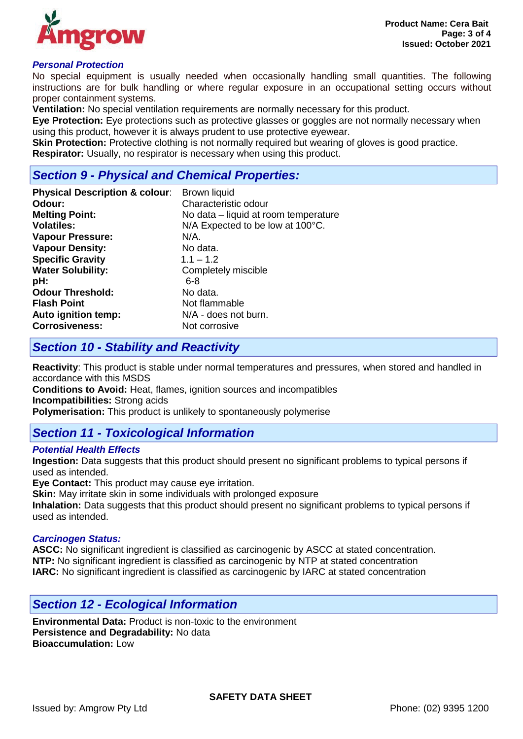### *Personal Protection*

No special equipment is usually needed when occasionally handling small quantities. The following instructions are for bulk handling or where regular exposure in an occupational setting occurs without proper containment systems.

**Ventilation:** No special ventilation requirements are normally necessary for this product.

**Eye Protection:** Eye protections such as protective glasses or goggles are not normally necessary when using this product, however it is always prudent to use protective eyewear.

**Skin Protection:** Protective clothing is not normally required but wearing of gloves is good practice.

**Respirator:** Usually, no respirator is necessary when using this product.

## *Section 9 - Physical and Chemical Properties:*

| | |
|---|---|
| **Physical Description & colour**: | Brown liquid |
| **Odour:** | Characteristic odour |
| **Melting Point:** | No data – liquid at room temperature |
| **Volatiles:** | N/A Expected to be low at 100°C. |
| **Vapour Pressure:** | N/A. |
| **Vapour Density:** | No data. |
| **Specific Gravity** | 1.1 – 1.2 |
| **Water Solubility:** | Completely miscible |
| **pH:** | 6-8 |
| **Odour Threshold:** | No data. |
| **Flash Point** | Not flammable |
| **Auto ignition temp:** | N/A - does not burn. |
| **Corrosiveness:** | Not corrosive |

## *Section 10 - Stability and Reactivity*

**Reactivity**: This product is stable under normal temperatures and pressures, when stored and handled in accordance with this MSDS

**Conditions to Avoid:** Heat, flames, ignition sources and incompatibles

**Incompatibilities:** Strong acids

**Polymerisation:** This product is unlikely to spontaneously polymerise

## *Section 11 - Toxicological Information*

### *Potential Health Effects*

**Ingestion:** Data suggests that this product should present no significant problems to typical persons if used as intended.

**Eye Contact:** This product may cause eye irritation.

**Skin:** May irritate skin in some individuals with prolonged exposure

**Inhalation:** Data suggests that this product should present no significant problems to typical persons if used as intended.

### *Carcinogen Status:*

**ASCC:** No significant ingredient is classified as carcinogenic by ASCC at stated concentration.

**NTP:** No significant ingredient is classified as carcinogenic by NTP at stated concentration

**IARC:** No significant ingredient is classified as carcinogenic by IARC at stated concentration

## *Section 12 - Ecological Information*

**Environmental Data:** Product is non-toxic to the environment

**Persistence and Degradability:** No data

**Bioaccumulation:** Low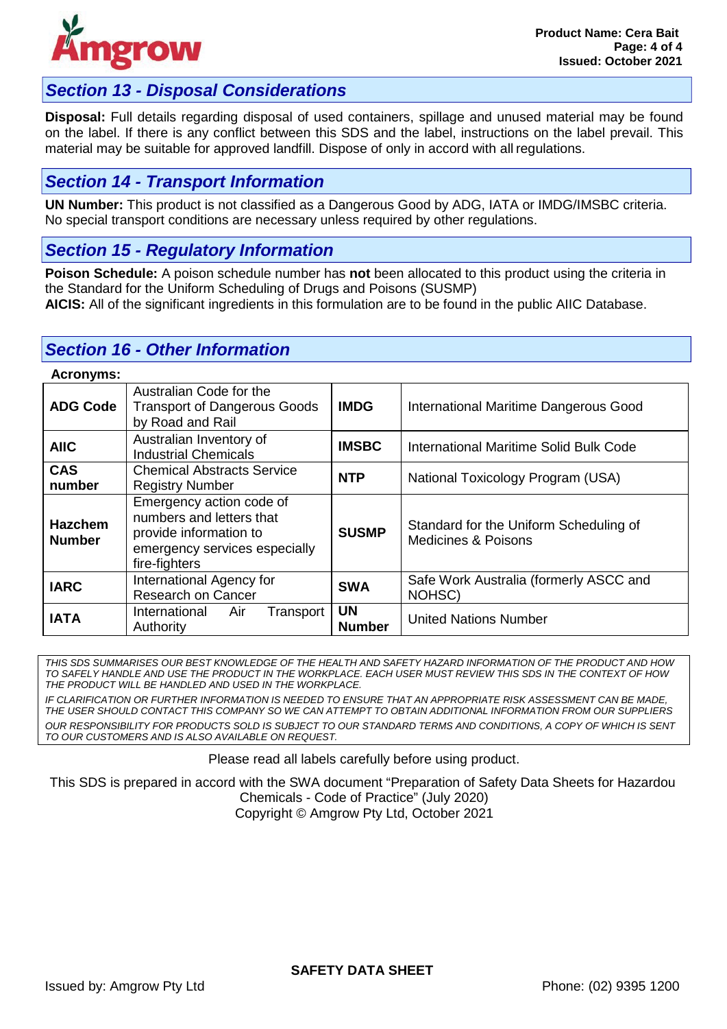## Section 13 - Disposal Considerations

**Disposal:** Full details regarding disposal of used containers, spillage and unused material may be found on the label. If there is any conflict between this SDS and the label, instructions on the label prevail. This material may be suitable for approved landfill. Dispose of only in accord with all regulations.

## Section 14 - Transport Information

**UN Number:** This product is not classified as a Dangerous Good by ADG, IATA or IMDG/IMSBC criteria. No special transport conditions are necessary unless required by other regulations.

## Section 15 - Regulatory Information

**Poison Schedule:** A poison schedule number has **not** been allocated to this product using the criteria in the Standard for the Uniform Scheduling of Drugs and Poisons (SUSMP)
**AICIS:** All of the significant ingredients in this formulation are to be found in the public AIIC Database.

## Section 16 - Other Information

**Acronyms:**

| | | | |
|---|---|---|---|
| **ADG Code** | Australian Code for the Transport of Dangerous Goods by Road and Rail | **IMDG** | International Maritime Dangerous Good |
| **AIIC** | Australian Inventory of Industrial Chemicals | **IMSBC** | International Maritime Solid Bulk Code |
| **CAS number** | Chemical Abstracts Service Registry Number | **NTP** | National Toxicology Program (USA) |
| **Hazchem Number** | Emergency action code of numbers and letters that provide information to emergency services especially fire-fighters | **SUSMP** | Standard for the Uniform Scheduling of Medicines & Poisons |
| **IARC** | International Agency for Research on Cancer | **SWA** | Safe Work Australia (formerly ASCC and NOHSC) |
| **IATA** | International Air Transport Authority | **UN Number** | United Nations Number |

*THIS SDS SUMMARISES OUR BEST KNOWLEDGE OF THE HEALTH AND SAFETY HAZARD INFORMATION OF THE PRODUCT AND HOW TO SAFELY HANDLE AND USE THE PRODUCT IN THE WORKPLACE. EACH USER MUST REVIEW THIS SDS IN THE CONTEXT OF HOW THE PRODUCT WILL BE HANDLED AND USED IN THE WORKPLACE.*

*IF CLARIFICATION OR FURTHER INFORMATION IS NEEDED TO ENSURE THAT AN APPROPRIATE RISK ASSESSMENT CAN BE MADE, THE USER SHOULD CONTACT THIS COMPANY SO WE CAN ATTEMPT TO OBTAIN ADDITIONAL INFORMATION FROM OUR SUPPLIERS*

*OUR RESPONSIBILITY FOR PRODUCTS SOLD IS SUBJECT TO OUR STANDARD TERMS AND CONDITIONS, A COPY OF WHICH IS SENT TO OUR CUSTOMERS AND IS ALSO AVAILABLE ON REQUEST.*

Please read all labels carefully before using product.

This SDS is prepared in accord with the SWA document "Preparation of Safety Data Sheets for Hazardou Chemicals - Code of Practice" (July 2020)
Copyright © Amgrow Pty Ltd, October 2021